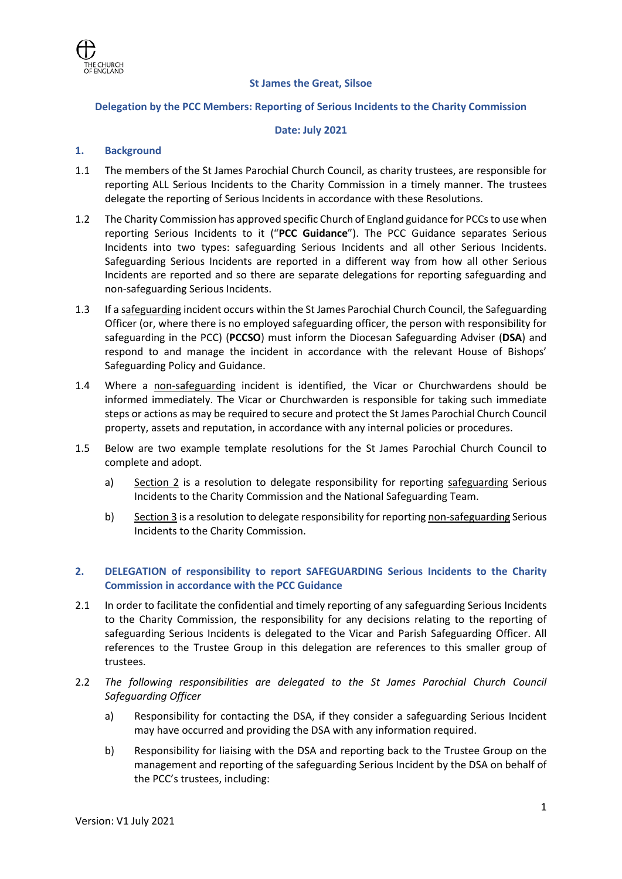THE CHURCH OF ENGLAND

**St James the Great, Silsoe**

**Delegation by the PCC Members: Reporting of Serious Incidents to the Charity Commission**

**Date: July 2021**

## 1. Background

1.1 The members of the St James Parochial Church Council, as charity trustees, are responsible for reporting ALL Serious Incidents to the Charity Commission in a timely manner. The trustees delegate the reporting of Serious Incidents in accordance with these Resolutions.

1.2 The Charity Commission has approved specific Church of England guidance for PCCs to use when reporting Serious Incidents to it ("**PCC Guidance**"). The PCC Guidance separates Serious Incidents into two types: safeguarding Serious Incidents and all other Serious Incidents. Safeguarding Serious Incidents are reported in a different way from how all other Serious Incidents are reported and so there are separate delegations for reporting safeguarding and non-safeguarding Serious Incidents.

1.3 If a safeguarding incident occurs within the St James Parochial Church Council, the Safeguarding Officer (or, where there is no employed safeguarding officer, the person with responsibility for safeguarding in the PCC) (**PCCSO**) must inform the Diocesan Safeguarding Adviser (**DSA**) and respond to and manage the incident in accordance with the relevant House of Bishops' Safeguarding Policy and Guidance.

1.4 Where a non-safeguarding incident is identified, the Vicar or Churchwardens should be informed immediately. The Vicar or Churchwarden is responsible for taking such immediate steps or actions as may be required to secure and protect the St James Parochial Church Council property, assets and reputation, in accordance with any internal policies or procedures.

1.5 Below are two example template resolutions for the St James Parochial Church Council to complete and adopt.

a) Section 2 is a resolution to delegate responsibility for reporting safeguarding Serious Incidents to the Charity Commission and the National Safeguarding Team.

b) Section 3 is a resolution to delegate responsibility for reporting non-safeguarding Serious Incidents to the Charity Commission.

## 2. DELEGATION of responsibility to report SAFEGUARDING Serious Incidents to the Charity Commission in accordance with the PCC Guidance

2.1 In order to facilitate the confidential and timely reporting of any safeguarding Serious Incidents to the Charity Commission, the responsibility for any decisions relating to the reporting of safeguarding Serious Incidents is delegated to the Vicar and Parish Safeguarding Officer. All references to the Trustee Group in this delegation are references to this smaller group of trustees.

2.2 *The following responsibilities are delegated to the St James Parochial Church Council Safeguarding Officer*

a) Responsibility for contacting the DSA, if they consider a safeguarding Serious Incident may have occurred and providing the DSA with any information required.

b) Responsibility for liaising with the DSA and reporting back to the Trustee Group on the management and reporting of the safeguarding Serious Incident by the DSA on behalf of the PCC's trustees, including:

Version: V1 July 2021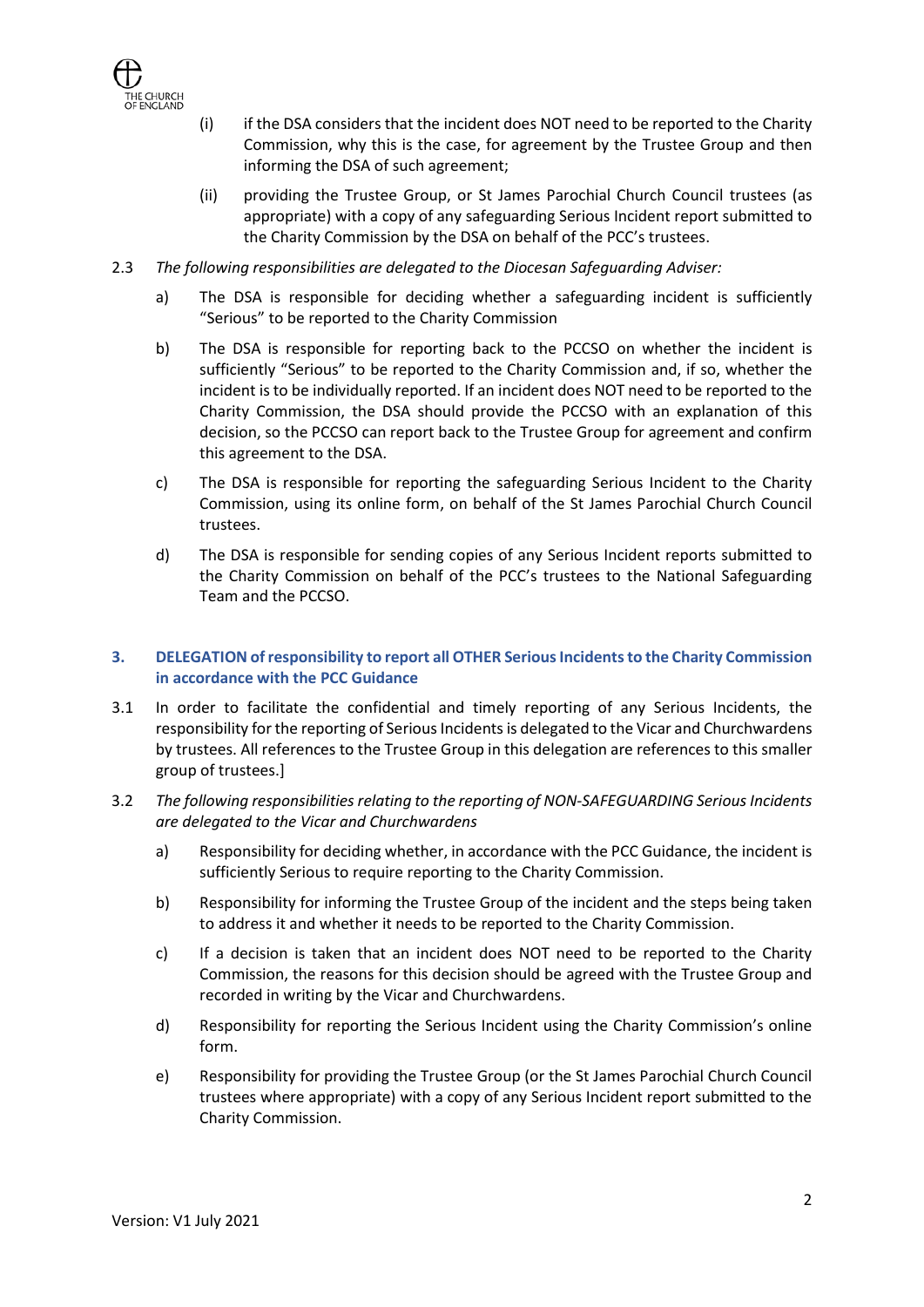(i) if the DSA considers that the incident does NOT need to be reported to the Charity Commission, why this is the case, for agreement by the Trustee Group and then informing the DSA of such agreement;

(ii) providing the Trustee Group, or St James Parochial Church Council trustees (as appropriate) with a copy of any safeguarding Serious Incident report submitted to the Charity Commission by the DSA on behalf of the PCC's trustees.

2.3 *The following responsibilities are delegated to the Diocesan Safeguarding Adviser:*

a) The DSA is responsible for deciding whether a safeguarding incident is sufficiently "Serious" to be reported to the Charity Commission

b) The DSA is responsible for reporting back to the PCCSO on whether the incident is sufficiently "Serious" to be reported to the Charity Commission and, if so, whether the incident is to be individually reported. If an incident does NOT need to be reported to the Charity Commission, the DSA should provide the PCCSO with an explanation of this decision, so the PCCSO can report back to the Trustee Group for agreement and confirm this agreement to the DSA.

c) The DSA is responsible for reporting the safeguarding Serious Incident to the Charity Commission, using its online form, on behalf of the St James Parochial Church Council trustees.

d) The DSA is responsible for sending copies of any Serious Incident reports submitted to the Charity Commission on behalf of the PCC's trustees to the National Safeguarding Team and the PCCSO.

## 3. DELEGATION of responsibility to report all OTHER Serious Incidents to the Charity Commission in accordance with the PCC Guidance

3.1 In order to facilitate the confidential and timely reporting of any Serious Incidents, the responsibility for the reporting of Serious Incidents is delegated to the Vicar and Churchwardens by trustees. All references to the Trustee Group in this delegation are references to this smaller group of trustees.]

3.2 *The following responsibilities relating to the reporting of NON-SAFEGUARDING Serious Incidents are delegated to the Vicar and Churchwardens*

a) Responsibility for deciding whether, in accordance with the PCC Guidance, the incident is sufficiently Serious to require reporting to the Charity Commission.

b) Responsibility for informing the Trustee Group of the incident and the steps being taken to address it and whether it needs to be reported to the Charity Commission.

c) If a decision is taken that an incident does NOT need to be reported to the Charity Commission, the reasons for this decision should be agreed with the Trustee Group and recorded in writing by the Vicar and Churchwardens.

d) Responsibility for reporting the Serious Incident using the Charity Commission's online form.

e) Responsibility for providing the Trustee Group (or the St James Parochial Church Council trustees where appropriate) with a copy of any Serious Incident report submitted to the Charity Commission.

Version: V1 July 2021